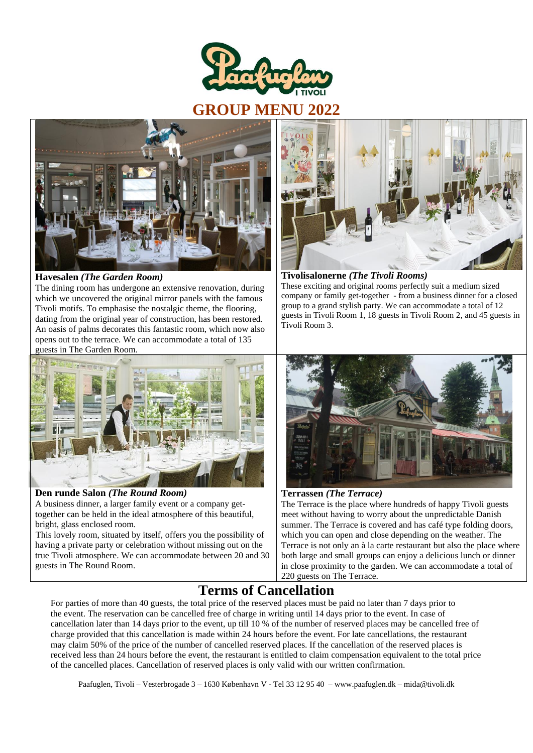# GROUP MENU 2022

**Havesalen** ***(The Garden Room)***

The dining room has undergone an extensive renovation, during which we uncovered the original mirror panels with the famous Tivoli motifs. To emphasise the nostalgic theme, the flooring, dating from the original year of construction, has been restored. An oasis of palms decorates this fantastic room, which now also opens out to the terrace. We can accommodate a total of 135 guests in The Garden Room.

**Tivolisalonerne** ***(The Tivoli Rooms)***

These exciting and original rooms perfectly suit a medium sized company or family get-together - from a business dinner for a closed group to a grand stylish party. We can accommodate a total of 12 guests in Tivoli Room 1, 18 guests in Tivoli Room 2, and 45 guests in Tivoli Room 3.

**Den runde Salon** ***(The Round Room)***

A business dinner, a larger family event or a company get-together can be held in the ideal atmosphere of this beautiful, bright, glass enclosed room.

This lovely room, situated by itself, offers you the possibility of having a private party or celebration without missing out on the true Tivoli atmosphere. We can accommodate between 20 and 30 guests in The Round Room.

**Terrassen** ***(The Terrace)***

The Terrace is the place where hundreds of happy Tivoli guests meet without having to worry about the unpredictable Danish summer. The Terrace is covered and has café type folding doors, which you can open and close depending on the weather. The Terrace is not only an à la carte restaurant but also the place where both large and small groups can enjoy a delicious lunch or dinner in close proximity to the garden. We can accommodate a total of 220 guests on The Terrace.

## Terms of Cancellation

For parties of more than 40 guests, the total price of the reserved places must be paid no later than 7 days prior to the event. The reservation can be cancelled free of charge in writing until 14 days prior to the event. In case of cancellation later than 14 days prior to the event, up till 10 % of the number of reserved places may be cancelled free of charge provided that this cancellation is made within 24 hours before the event. For late cancellations, the restaurant may claim 50% of the price of the number of cancelled reserved places. If the cancellation of the reserved places is received less than 24 hours before the event, the restaurant is entitled to claim compensation equivalent to the total price of the cancelled places. Cancellation of reserved places is only valid with our written confirmation.

Paafuglen, Tivoli – Vesterbrogade 3 – 1630 København V - Tel 33 12 95 40 – www.paafuglen.dk – mida@tivoli.dk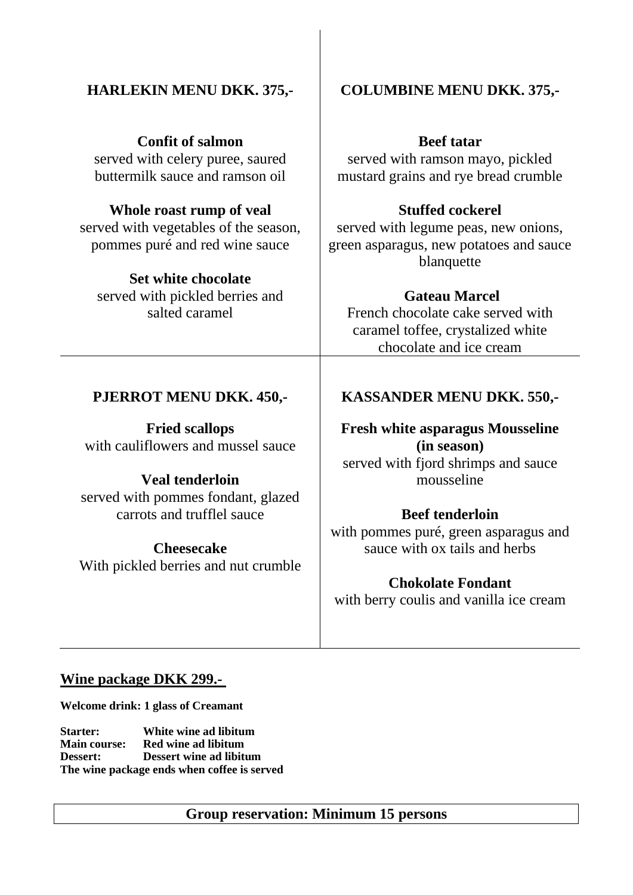## HARLEKIN MENU DKK. 375,-

**Confit of salmon**
served with celery puree, saured buttermilk sauce and ramson oil

**Whole roast rump of veal**
served with vegetables of the season, pommes puré and red wine sauce

**Set white chocolate**
served with pickled berries and salted caramel

## COLUMBINE MENU DKK. 375,-

**Beef tatar**
served with ramson mayo, pickled mustard grains and rye bread crumble

**Stuffed cockerel**
served with legume peas, new onions, green asparagus, new potatoes and sauce blanquette

**Gateau Marcel**
French chocolate cake served with caramel toffee, crystalized white chocolate and ice cream

## PJERROT MENU DKK. 450,-

**Fried scallops**
with cauliflowers and mussel sauce

**Veal tenderloin**
served with pommes fondant, glazed carrots and trufflel sauce

**Cheesecake**
With pickled berries and nut crumble

## KASSANDER MENU DKK. 550,-

**Fresh white asparagus Mousseline (in season)**
served with fjord shrimps and sauce mousseline

**Beef tenderloin**
with pommes puré, green asparagus and sauce with ox tails and herbs

**Chokolate Fondant**
with berry coulis and vanilla ice cream

## Wine package DKK 299.-

**Welcome drink: 1 glass of Creamant**

**Starter:** **White wine ad libitum**
**Main course:** **Red wine ad libitum**
**Dessert:** **Dessert wine ad libitum**
**The wine package ends when coffee is served**

**Group reservation: Minimum 15 persons**